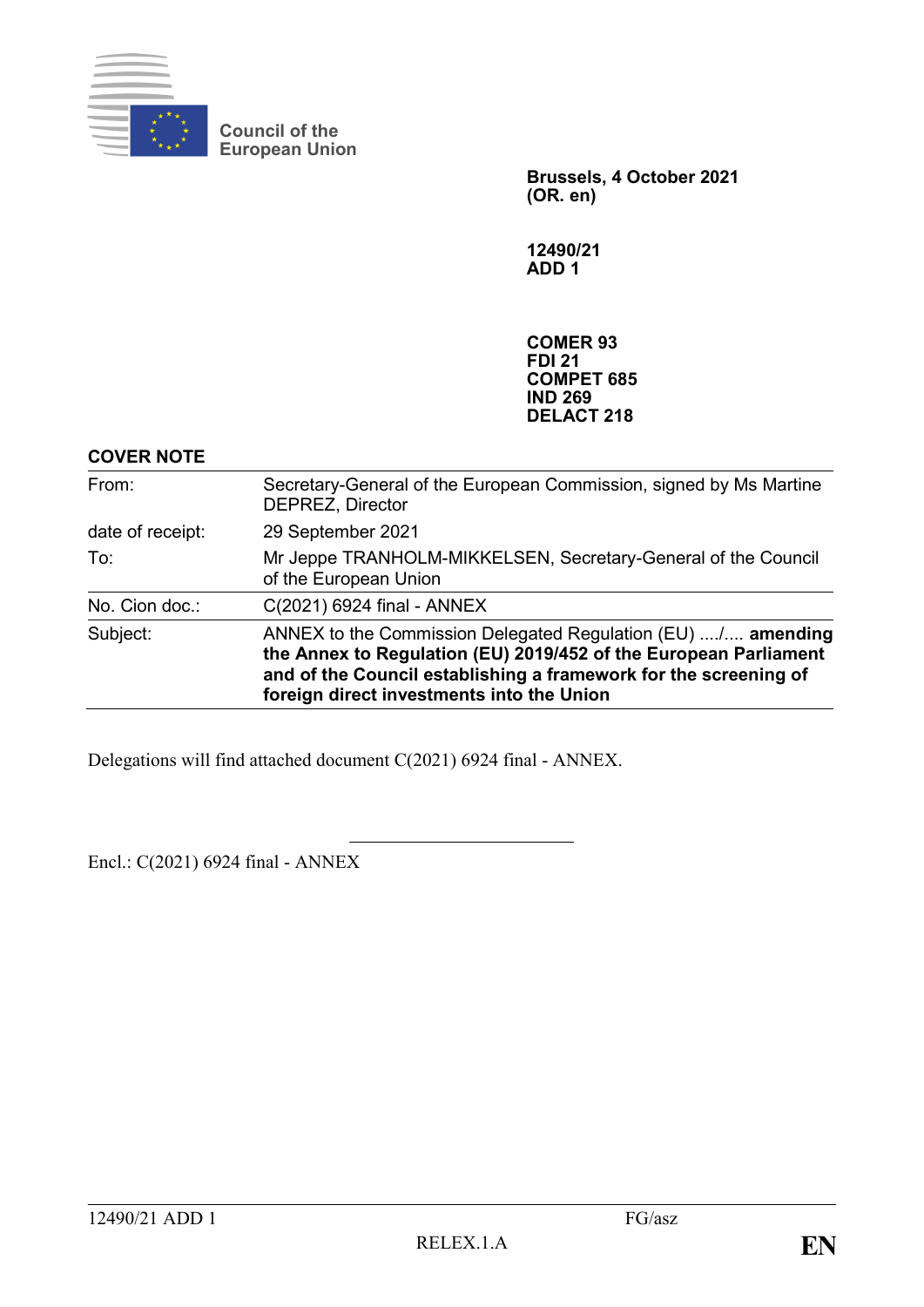Council of the European Union

**Brussels, 4 October 2021**
**(OR. en)**

**12490/21**
**ADD 1**

**COMER 93**
**FDI 21**
**COMPET 685**
**IND 269**
**DELACT 218**

**COVER NOTE**

| | |
|---|---|
| From: | Secretary-General of the European Commission, signed by Ms Martine DEPREZ, Director |
| date of receipt: | 29 September 2021 |
| To: | Mr Jeppe TRANHOLM-MIKKELSEN, Secretary-General of the Council of the European Union |
| No. Cion doc.: | C(2021) 6924 final - ANNEX |
| Subject: | ANNEX to the Commission Delegated Regulation (EU) ..../.... **amending the Annex to Regulation (EU) 2019/452 of the European Parliament and of the Council establishing a framework for the screening of foreign direct investments into the Union** |

Delegations will find attached document C(2021) 6924 final - ANNEX.

Encl.: C(2021) 6924 final - ANNEX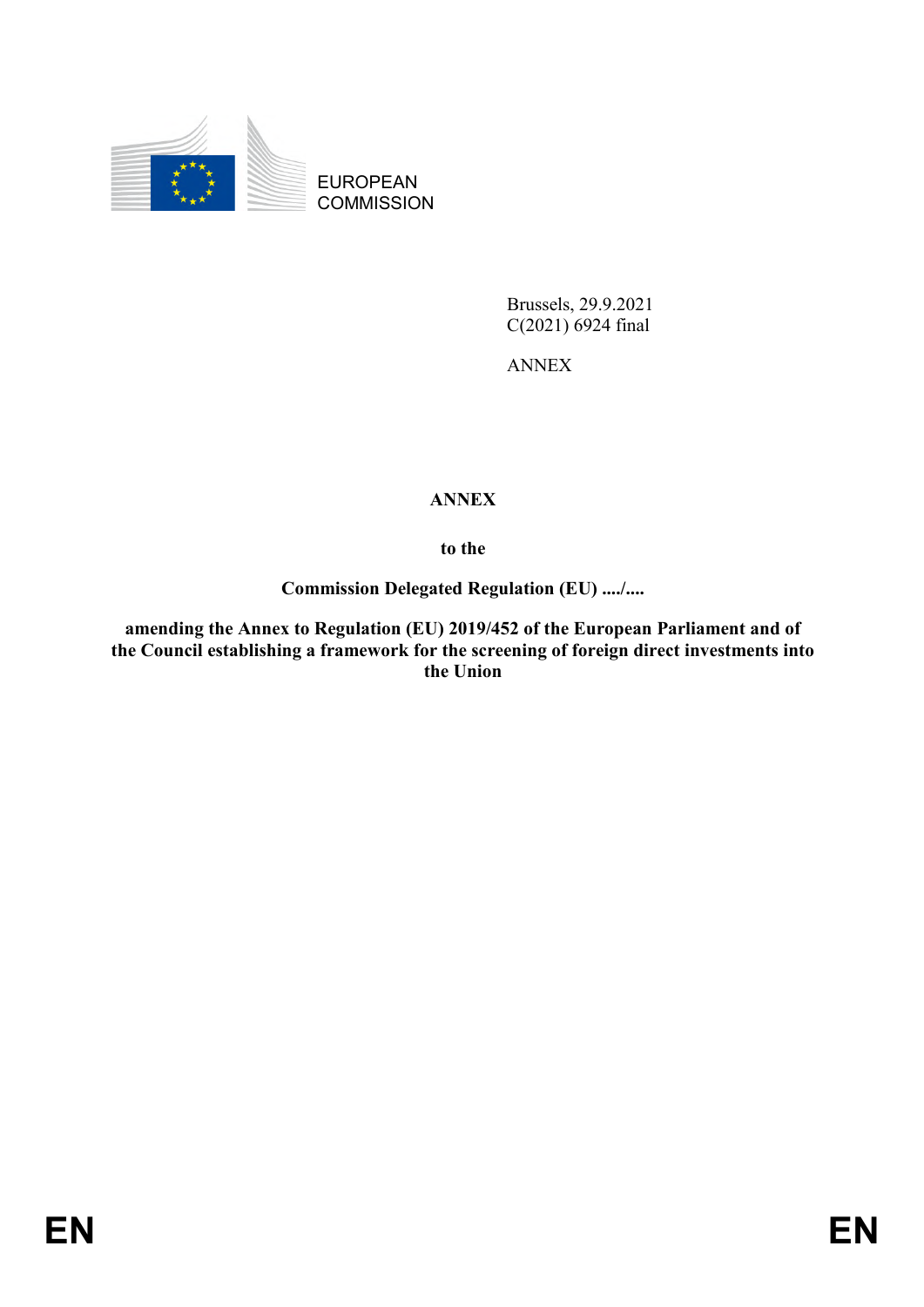EUROPEAN COMMISSION

Brussels, 29.9.2021
C(2021) 6924 final

ANNEX

**ANNEX**

**to the**

**Commission Delegated Regulation (EU) ..../....**

**amending the Annex to Regulation (EU) 2019/452 of the European Parliament and of the Council establishing a framework for the screening of foreign direct investments into the Union**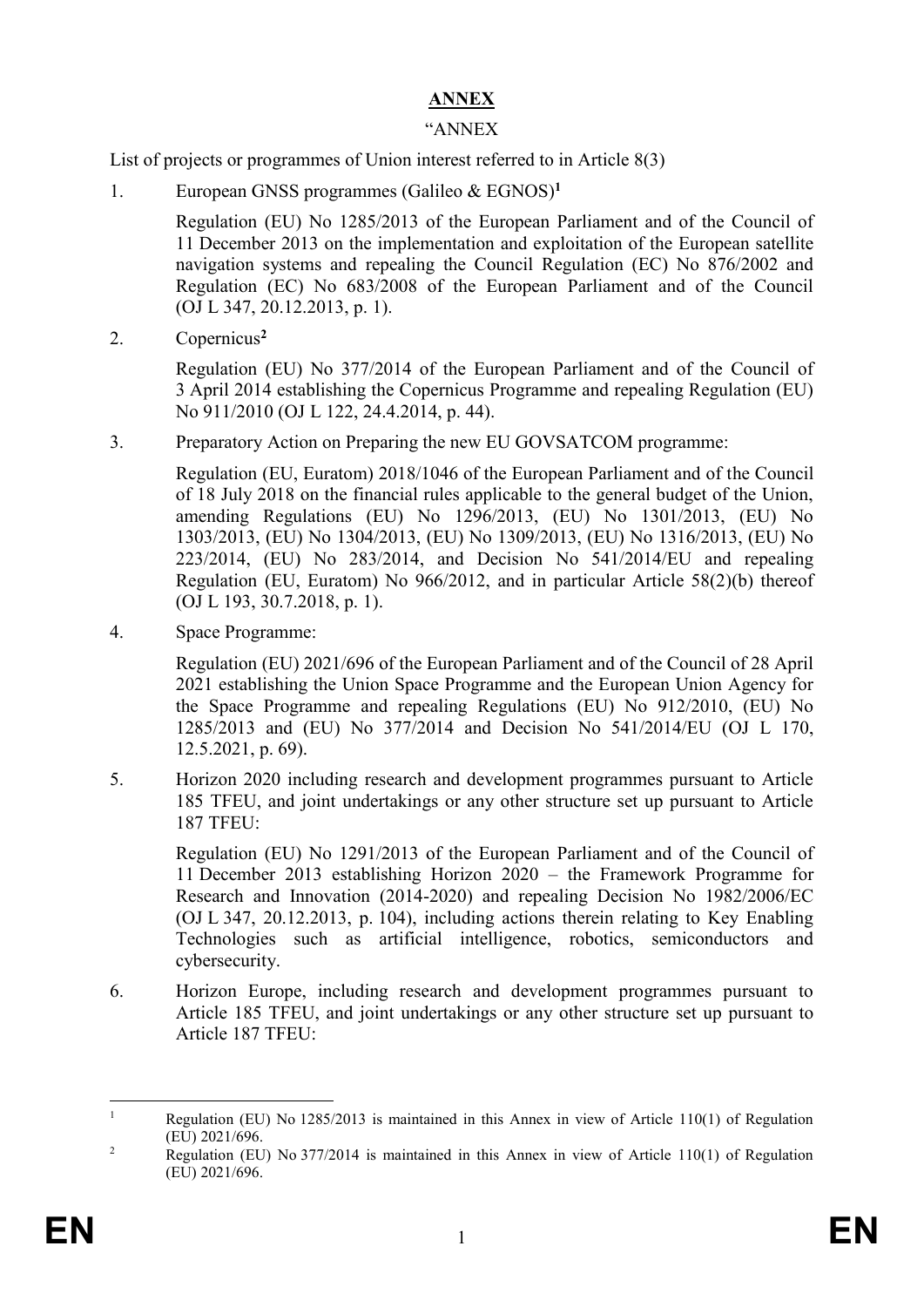# **ANNEX**

"ANNEX

List of projects or programmes of Union interest referred to in Article 8(3)

1. European GNSS programmes (Galileo & EGNOS)[1]

   Regulation (EU) No 1285/2013 of the European Parliament and of the Council of 11 December 2013 on the implementation and exploitation of the European satellite navigation systems and repealing the Council Regulation (EC) No 876/2002 and Regulation (EC) No 683/2008 of the European Parliament and of the Council (OJ L 347, 20.12.2013, p. 1).

2. Copernicus[2]

   Regulation (EU) No 377/2014 of the European Parliament and of the Council of 3 April 2014 establishing the Copernicus Programme and repealing Regulation (EU) No 911/2010 (OJ L 122, 24.4.2014, p. 44).

3. Preparatory Action on Preparing the new EU GOVSATCOM programme:

   Regulation (EU, Euratom) 2018/1046 of the European Parliament and of the Council of 18 July 2018 on the financial rules applicable to the general budget of the Union, amending Regulations (EU) No 1296/2013, (EU) No 1301/2013, (EU) No 1303/2013, (EU) No 1304/2013, (EU) No 1309/2013, (EU) No 1316/2013, (EU) No 223/2014, (EU) No 283/2014, and Decision No 541/2014/EU and repealing Regulation (EU, Euratom) No 966/2012, and in particular Article 58(2)(b) thereof (OJ L 193, 30.7.2018, p. 1).

4. Space Programme:

   Regulation (EU) 2021/696 of the European Parliament and of the Council of 28 April 2021 establishing the Union Space Programme and the European Union Agency for the Space Programme and repealing Regulations (EU) No 912/2010, (EU) No 1285/2013 and (EU) No 377/2014 and Decision No 541/2014/EU (OJ L 170, 12.5.2021, p. 69).

5. Horizon 2020 including research and development programmes pursuant to Article 185 TFEU, and joint undertakings or any other structure set up pursuant to Article 187 TFEU:

   Regulation (EU) No 1291/2013 of the European Parliament and of the Council of 11 December 2013 establishing Horizon 2020 – the Framework Programme for Research and Innovation (2014-2020) and repealing Decision No 1982/2006/EC (OJ L 347, 20.12.2013, p. 104), including actions therein relating to Key Enabling Technologies such as artificial intelligence, robotics, semiconductors and cybersecurity.

6. Horizon Europe, including research and development programmes pursuant to Article 185 TFEU, and joint undertakings or any other structure set up pursuant to Article 187 TFEU:

---

[1] Regulation (EU) No 1285/2013 is maintained in this Annex in view of Article 110(1) of Regulation (EU) 2021/696.

[2] Regulation (EU) No 377/2014 is maintained in this Annex in view of Article 110(1) of Regulation (EU) 2021/696.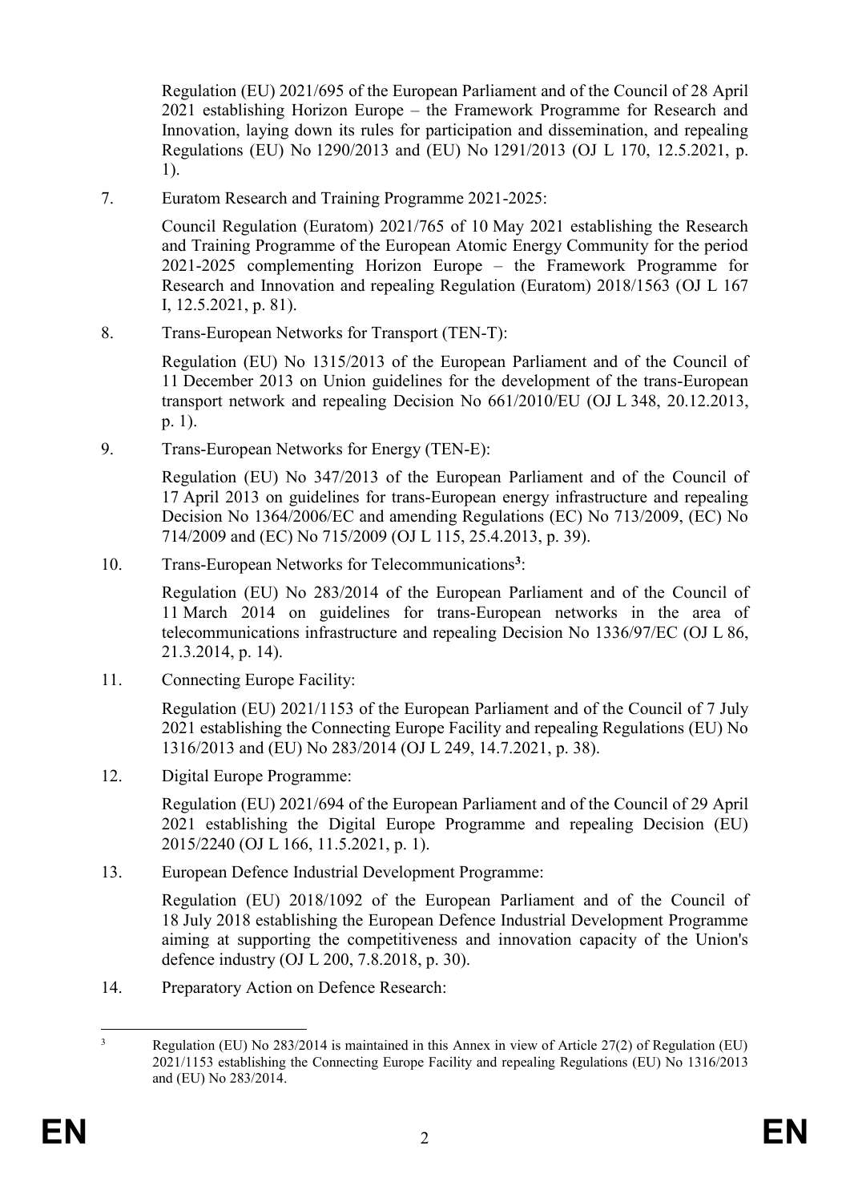Regulation (EU) 2021/695 of the European Parliament and of the Council of 28 April 2021 establishing Horizon Europe – the Framework Programme for Research and Innovation, laying down its rules for participation and dissemination, and repealing Regulations (EU) No 1290/2013 and (EU) No 1291/2013 (OJ L 170, 12.5.2021, p. 1).

7. Euratom Research and Training Programme 2021-2025:

   Council Regulation (Euratom) 2021/765 of 10 May 2021 establishing the Research and Training Programme of the European Atomic Energy Community for the period 2021-2025 complementing Horizon Europe – the Framework Programme for Research and Innovation and repealing Regulation (Euratom) 2018/1563 (OJ L 167 I, 12.5.2021, p. 81).

8. Trans-European Networks for Transport (TEN-T):

   Regulation (EU) No 1315/2013 of the European Parliament and of the Council of 11 December 2013 on Union guidelines for the development of the trans-European transport network and repealing Decision No 661/2010/EU (OJ L 348, 20.12.2013, p. 1).

9. Trans-European Networks for Energy (TEN-E):

   Regulation (EU) No 347/2013 of the European Parliament and of the Council of 17 April 2013 on guidelines for trans-European energy infrastructure and repealing Decision No 1364/2006/EC and amending Regulations (EC) No 713/2009, (EC) No 714/2009 and (EC) No 715/2009 (OJ L 115, 25.4.2013, p. 39).

10. Trans-European Networks for Telecommunications[3]:

    Regulation (EU) No 283/2014 of the European Parliament and of the Council of 11 March 2014 on guidelines for trans-European networks in the area of telecommunications infrastructure and repealing Decision No 1336/97/EC (OJ L 86, 21.3.2014, p. 14).

11. Connecting Europe Facility:

    Regulation (EU) 2021/1153 of the European Parliament and of the Council of 7 July 2021 establishing the Connecting Europe Facility and repealing Regulations (EU) No 1316/2013 and (EU) No 283/2014 (OJ L 249, 14.7.2021, p. 38).

12. Digital Europe Programme:

    Regulation (EU) 2021/694 of the European Parliament and of the Council of 29 April 2021 establishing the Digital Europe Programme and repealing Decision (EU) 2015/2240 (OJ L 166, 11.5.2021, p. 1).

13. European Defence Industrial Development Programme:

    Regulation (EU) 2018/1092 of the European Parliament and of the Council of 18 July 2018 establishing the European Defence Industrial Development Programme aiming at supporting the competitiveness and innovation capacity of the Union's defence industry (OJ L 200, 7.8.2018, p. 30).

14. Preparatory Action on Defence Research:

---

[3] Regulation (EU) No 283/2014 is maintained in this Annex in view of Article 27(2) of Regulation (EU) 2021/1153 establishing the Connecting Europe Facility and repealing Regulations (EU) No 1316/2013 and (EU) No 283/2014.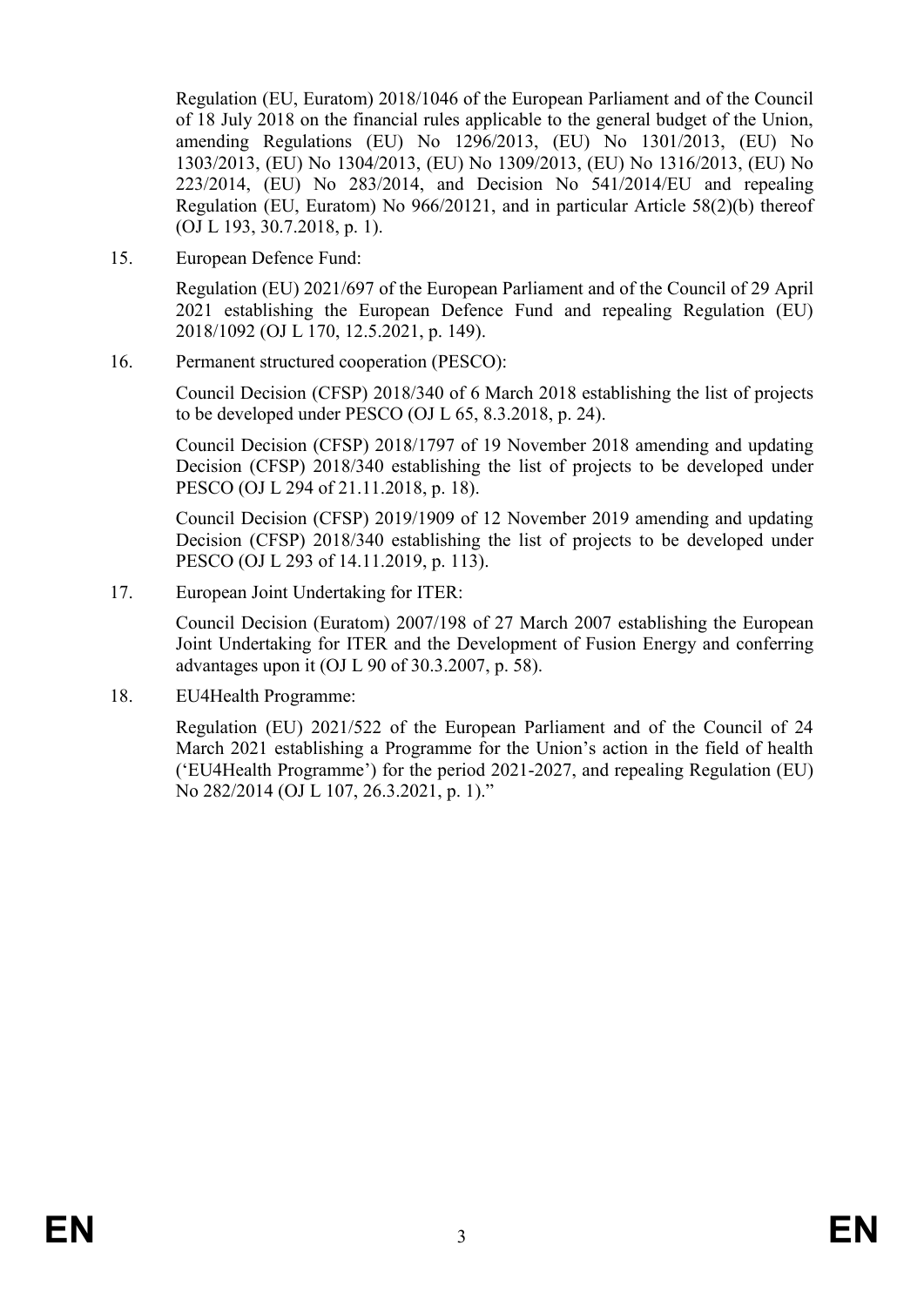Regulation (EU, Euratom) 2018/1046 of the European Parliament and of the Council of 18 July 2018 on the financial rules applicable to the general budget of the Union, amending Regulations (EU) No 1296/2013, (EU) No 1301/2013, (EU) No 1303/2013, (EU) No 1304/2013, (EU) No 1309/2013, (EU) No 1316/2013, (EU) No 223/2014, (EU) No 283/2014, and Decision No 541/2014/EU and repealing Regulation (EU, Euratom) No 966/20121, and in particular Article 58(2)(b) thereof (OJ L 193, 30.7.2018, p. 1).

15. European Defence Fund:

    Regulation (EU) 2021/697 of the European Parliament and of the Council of 29 April 2021 establishing the European Defence Fund and repealing Regulation (EU) 2018/1092 (OJ L 170, 12.5.2021, p. 149).

16. Permanent structured cooperation (PESCO):

    Council Decision (CFSP) 2018/340 of 6 March 2018 establishing the list of projects to be developed under PESCO (OJ L 65, 8.3.2018, p. 24).

    Council Decision (CFSP) 2018/1797 of 19 November 2018 amending and updating Decision (CFSP) 2018/340 establishing the list of projects to be developed under PESCO (OJ L 294 of 21.11.2018, p. 18).

    Council Decision (CFSP) 2019/1909 of 12 November 2019 amending and updating Decision (CFSP) 2018/340 establishing the list of projects to be developed under PESCO (OJ L 293 of 14.11.2019, p. 113).

17. European Joint Undertaking for ITER:

    Council Decision (Euratom) 2007/198 of 27 March 2007 establishing the European Joint Undertaking for ITER and the Development of Fusion Energy and conferring advantages upon it (OJ L 90 of 30.3.2007, p. 58).

18. EU4Health Programme:

    Regulation (EU) 2021/522 of the European Parliament and of the Council of 24 March 2021 establishing a Programme for the Union's action in the field of health ('EU4Health Programme') for the period 2021-2027, and repealing Regulation (EU) No 282/2014 (OJ L 107, 26.3.2021, p. 1)."